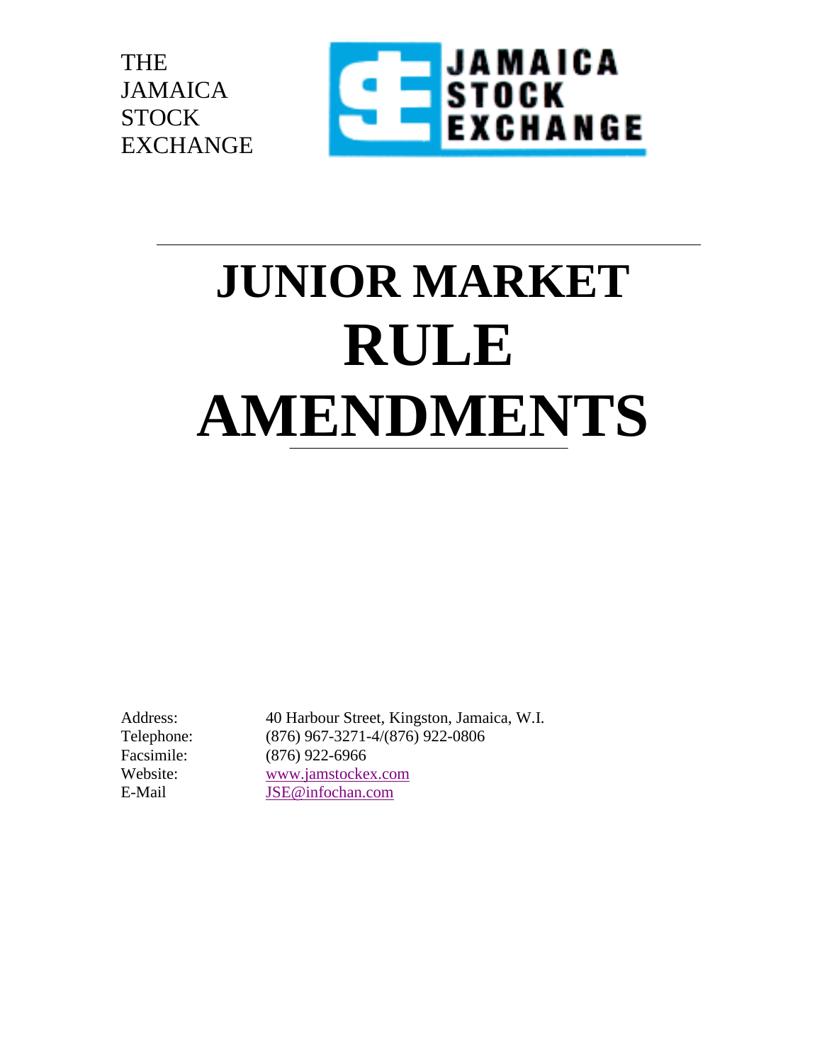THE
JAMAICA
STOCK
EXCHANGE

JAMAICA STOCK EXCHANGE

# JUNIOR MARKET RULE AMENDMENTS

Address: 40 Harbour Street, Kingston, Jamaica, W.I.
Telephone: (876) 967-3271-4/(876) 922-0806
Facsimile: (876) 922-6966
Website: www.jamstockex.com
E-Mail JSE@infochan.com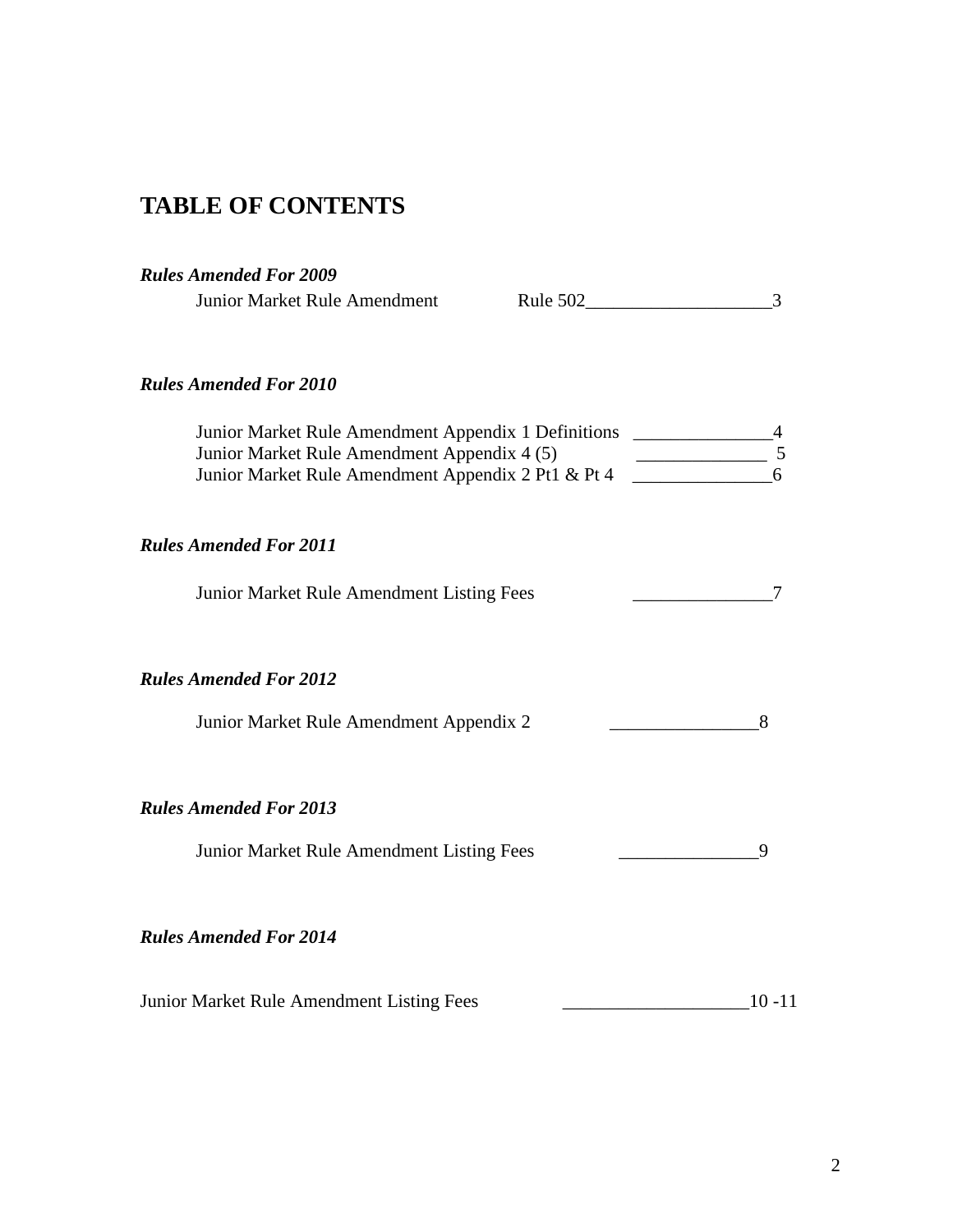# TABLE OF CONTENTS

***Rules Amended For 2009***

Junior Market Rule Amendment Rule 502____________________3

***Rules Amended For 2010***

Junior Market Rule Amendment Appendix 1 Definitions _______________4
Junior Market Rule Amendment Appendix 4 (5) ______________ 5
Junior Market Rule Amendment Appendix 2 Pt1 & Pt 4 _______________6

***Rules Amended For 2011***

Junior Market Rule Amendment Listing Fees _______________7

***Rules Amended For 2012***

Junior Market Rule Amendment Appendix 2 ________________8

***Rules Amended For 2013***

Junior Market Rule Amendment Listing Fees _______________9

***Rules Amended For 2014***

Junior Market Rule Amendment Listing Fees ____________________10 -11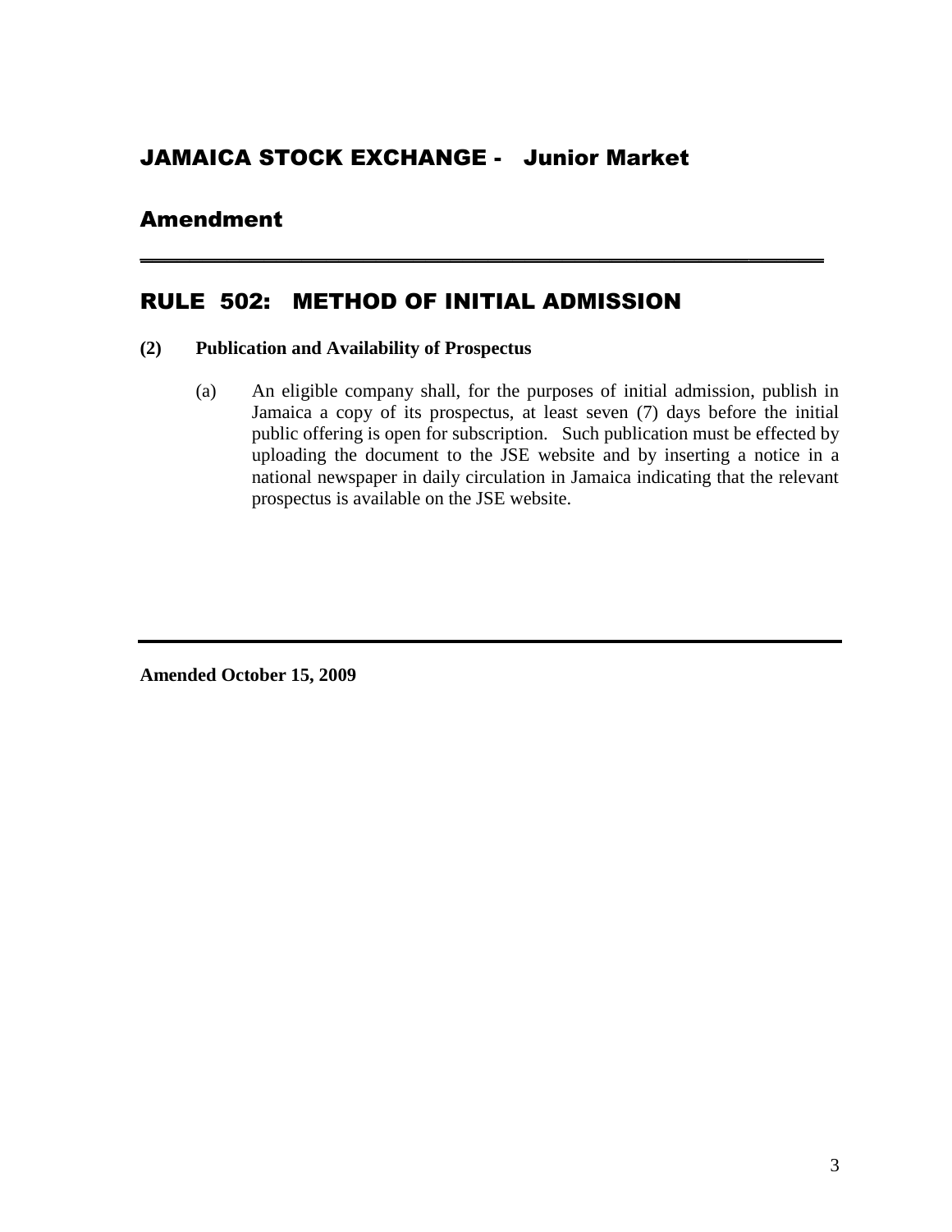## JAMAICA STOCK EXCHANGE - Junior Market

## Amendment

---

# RULE 502: METHOD OF INITIAL ADMISSION

**(2) Publication and Availability of Prospectus**

(a) An eligible company shall, for the purposes of initial admission, publish in Jamaica a copy of its prospectus, at least seven (7) days before the initial public offering is open for subscription. Such publication must be effected by uploading the document to the JSE website and by inserting a notice in a national newspaper in daily circulation in Jamaica indicating that the relevant prospectus is available on the JSE website.

---

**Amended October 15, 2009**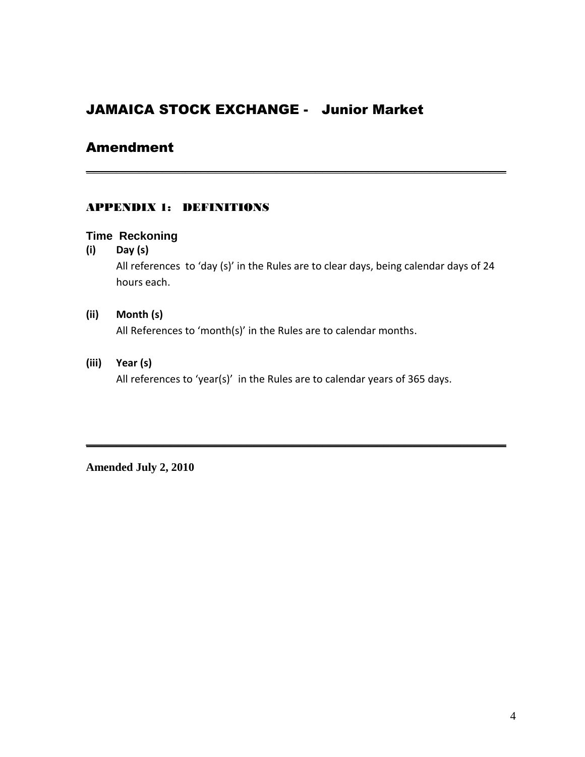# JAMAICA STOCK EXCHANGE - Junior Market

## Amendment

---

### APPENDIX 1: DEFINITIONS

#### Time Reckoning

**(i) Day (s)**

All references to 'day (s)' in the Rules are to clear days, being calendar days of 24 hours each.

**(ii) Month (s)**

All References to 'month(s)' in the Rules are to calendar months.

**(iii) Year (s)**

All references to 'year(s)' in the Rules are to calendar years of 365 days.

---

**Amended July 2, 2010**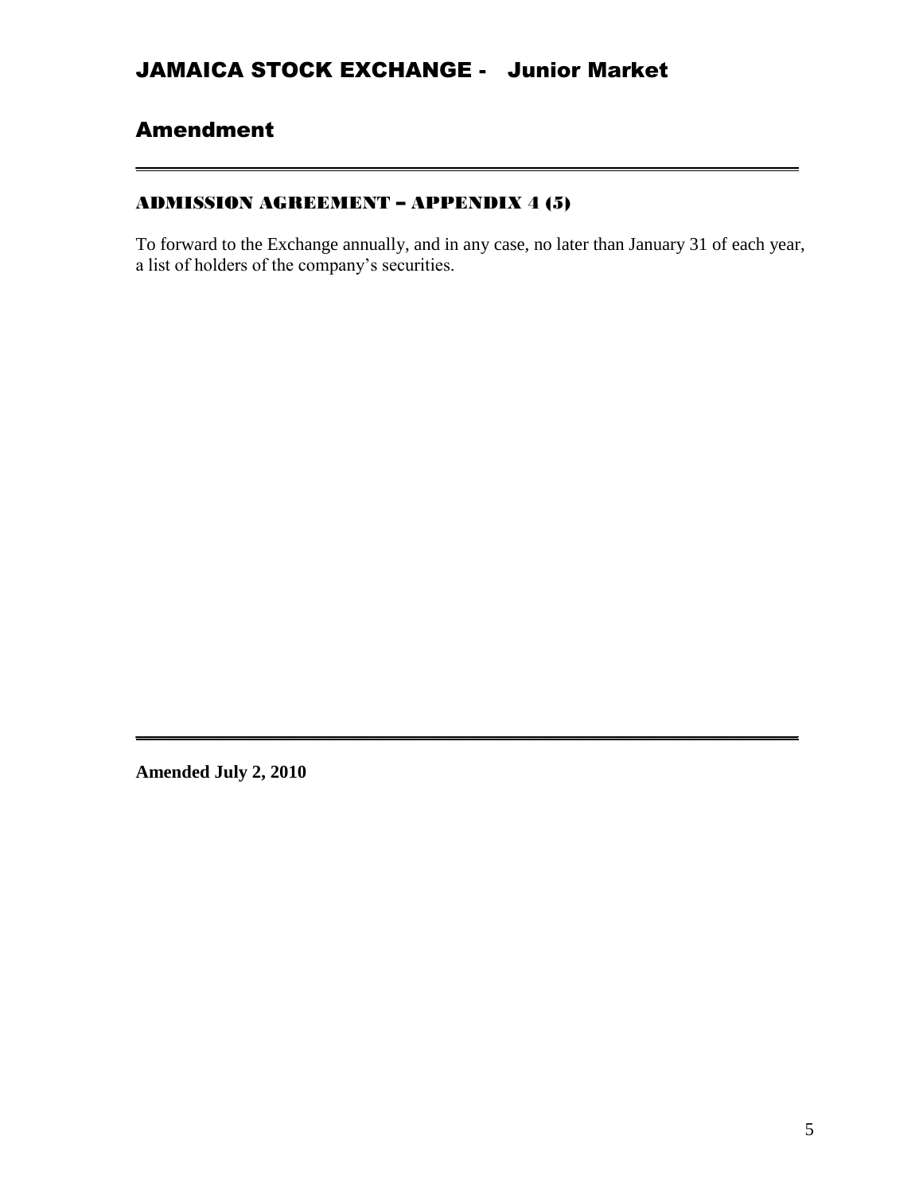# JAMAICA STOCK EXCHANGE - Junior Market

## Amendment

---

### ADMISSION AGREEMENT – APPENDIX 4 (5)

To forward to the Exchange annually, and in any case, no later than January 31 of each year, a list of holders of the company's securities.

---

**Amended July 2, 2010**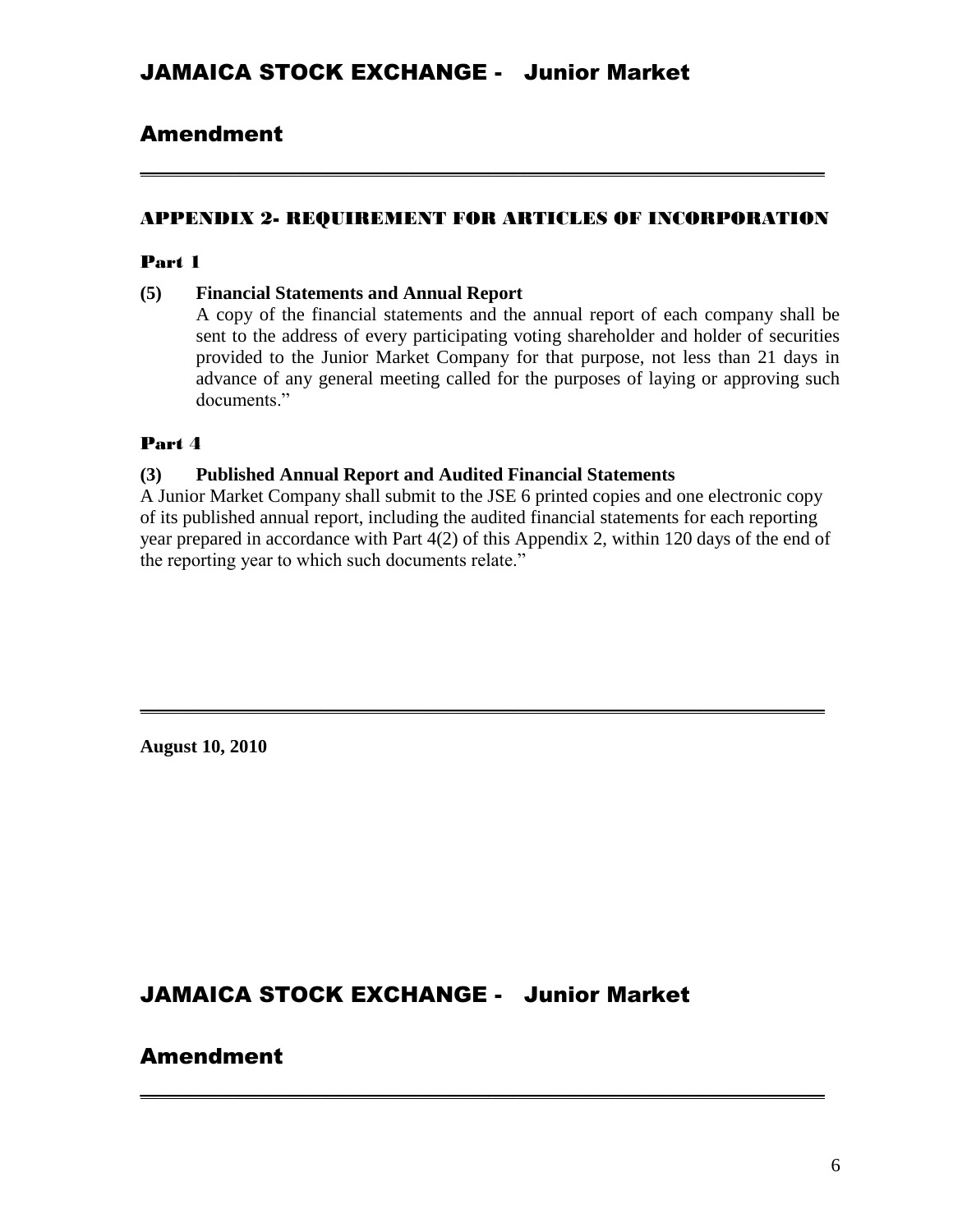## APPENDIX 2- REQUIREMENT FOR ARTICLES OF INCORPORATION

### Part 1

**(5) Financial Statements and Annual Report**

A copy of the financial statements and the annual report of each company shall be sent to the address of every participating voting shareholder and holder of securities provided to the Junior Market Company for that purpose, not less than 21 days in advance of any general meeting called for the purposes of laying or approving such documents."

### Part 4

**(3) Published Annual Report and Audited Financial Statements**

A Junior Market Company shall submit to the JSE 6 printed copies and one electronic copy of its published annual report, including the audited financial statements for each reporting year prepared in accordance with Part 4(2) of this Appendix 2, within 120 days of the end of the reporting year to which such documents relate."

---

**August 10, 2010**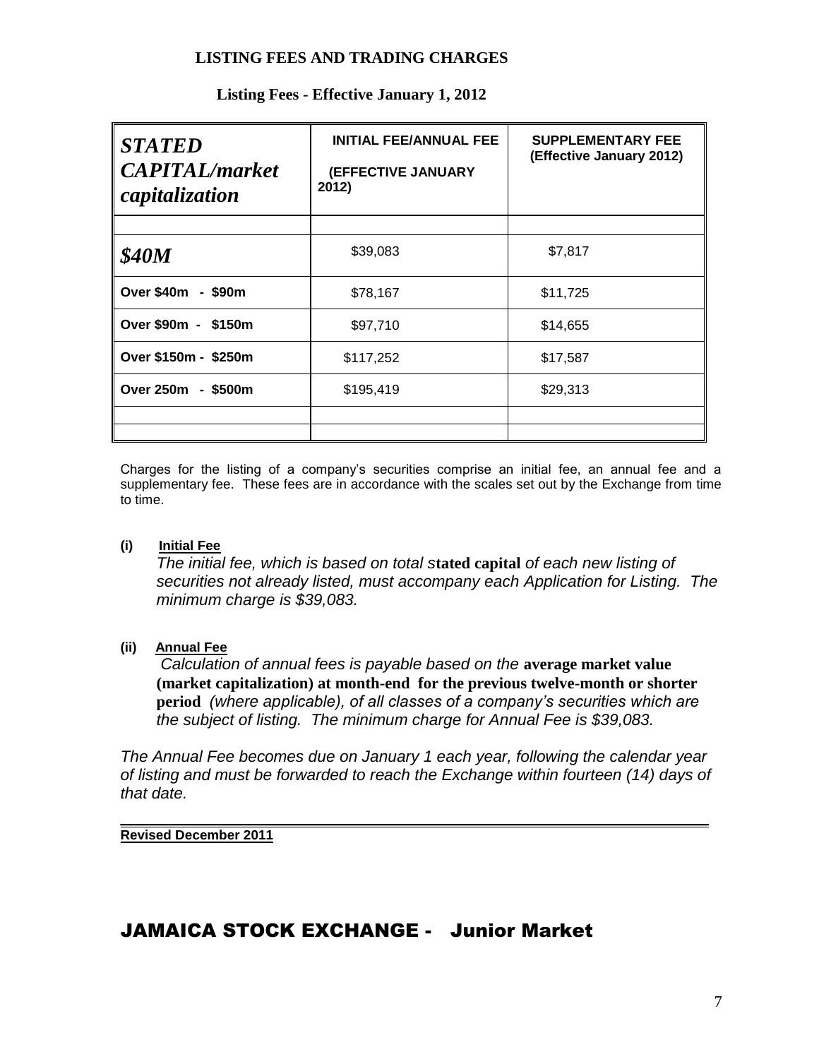## LISTING FEES AND TRADING CHARGES

### Listing Fees - Effective January 1, 2012

| *STATED CAPITAL/market capitalization* | INITIAL FEE/ANNUAL FEE (EFFECTIVE JANUARY 2012) | SUPPLEMENTARY FEE (Effective January 2012) |
|---|---|---|
| | | |
| *$40M* | $39,083 | $7,817 |
| Over $40m - $90m | $78,167 | $11,725 |
| Over $90m - $150m | $97,710 | $14,655 |
| Over $150m - $250m | $117,252 | $17,587 |
| Over 250m - $500m | $195,419 | $29,313 |
| | | |
| | | |

Charges for the listing of a company's securities comprise an initial fee, an annual fee and a supplementary fee. These fees are in accordance with the scales set out by the Exchange from time to time.

**(i) Initial Fee**

*The initial fee, which is based on total s***tated capital** *of each new listing of securities not already listed, must accompany each Application for Listing. The minimum charge is $39,083.*

**(ii) Annual Fee**

*Calculation of annual fees is payable based on the* **average market value (market capitalization) at month-end for the previous twelve-month or shorter period** *(where applicable), of all classes of a company's securities which are the subject of listing. The minimum charge for Annual Fee is $39,083.*

*The Annual Fee becomes due on January 1 each year, following the calendar year of listing and must be forwarded to reach the Exchange within fourteen (14) days of that date.*

**Revised December 2011**

## JAMAICA STOCK EXCHANGE - Junior Market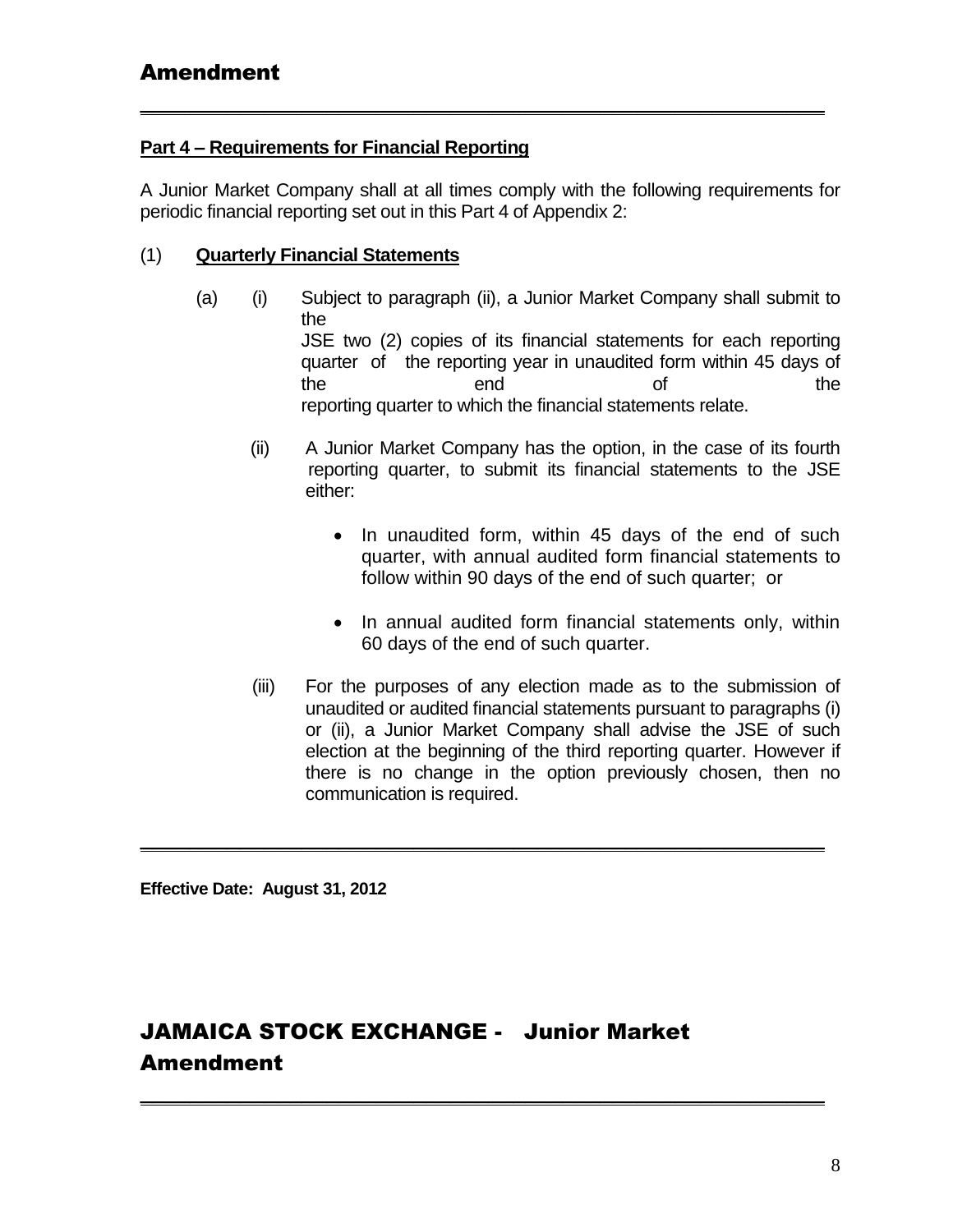# Amendment

---

**Part 4 – Requirements for Financial Reporting**

A Junior Market Company shall at all times comply with the following requirements for periodic financial reporting set out in this Part 4 of Appendix 2:

(1) **Quarterly Financial Statements**

(a) (i) Subject to paragraph (ii), a Junior Market Company shall submit to the JSE two (2) copies of its financial statements for each reporting quarter of the reporting year in unaudited form within 45 days of the end of the reporting quarter to which the financial statements relate.

(ii) A Junior Market Company has the option, in the case of its fourth reporting quarter, to submit its financial statements to the JSE either:

- In unaudited form, within 45 days of the end of such quarter, with annual audited form financial statements to follow within 90 days of the end of such quarter; or
- In annual audited form financial statements only, within 60 days of the end of such quarter.

(iii) For the purposes of any election made as to the submission of unaudited or audited financial statements pursuant to paragraphs (i) or (ii), a Junior Market Company shall advise the JSE of such election at the beginning of the third reporting quarter. However if there is no change in the option previously chosen, then no communication is required.

---

**Effective Date: August 31, 2012**

# JAMAICA STOCK EXCHANGE - Junior Market Amendment

---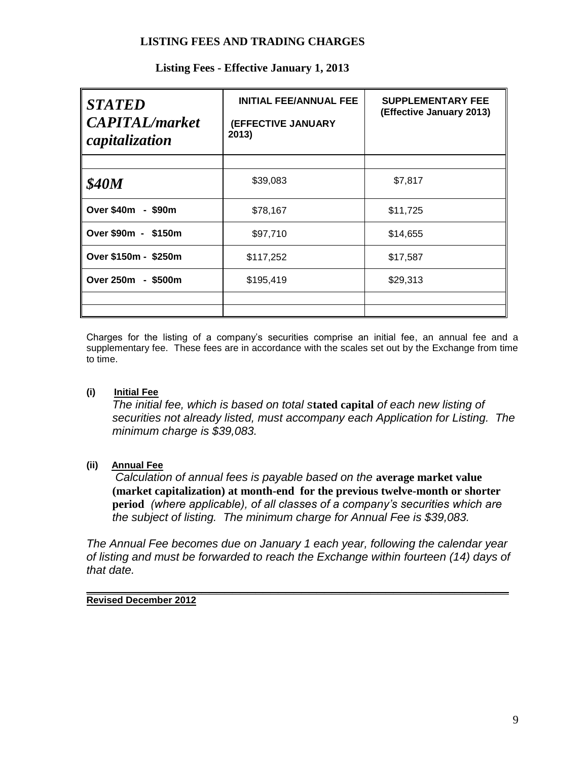## LISTING FEES AND TRADING CHARGES

### Listing Fees - Effective January 1, 2013

| *STATED CAPITAL/market capitalization* | INITIAL FEE/ANNUAL FEE (EFFECTIVE JANUARY 2013) | SUPPLEMENTARY FEE (Effective January 2013) |
|---|---|---|
| | | |
| *$40M* | $39,083 | $7,817 |
| Over $40m - $90m | $78,167 | $11,725 |
| Over $90m - $150m | $97,710 | $14,655 |
| Over $150m - $250m | $117,252 | $17,587 |
| Over 250m - $500m | $195,419 | $29,313 |
| | | |
| | | |

Charges for the listing of a company's securities comprise an initial fee, an annual fee and a supplementary fee. These fees are in accordance with the scales set out by the Exchange from time to time.

**(i) Initial Fee**

*The initial fee, which is based on total s***tated capital** *of each new listing of securities not already listed, must accompany each Application for Listing. The minimum charge is $39,083.*

**(ii) Annual Fee**

*Calculation of annual fees is payable based on the* **average market value (market capitalization) at month-end for the previous twelve-month or shorter period** *(where applicable), of all classes of a company's securities which are the subject of listing. The minimum charge for Annual Fee is $39,083.*

*The Annual Fee becomes due on January 1 each year, following the calendar year of listing and must be forwarded to reach the Exchange within fourteen (14) days of that date.*

**Revised December 2012**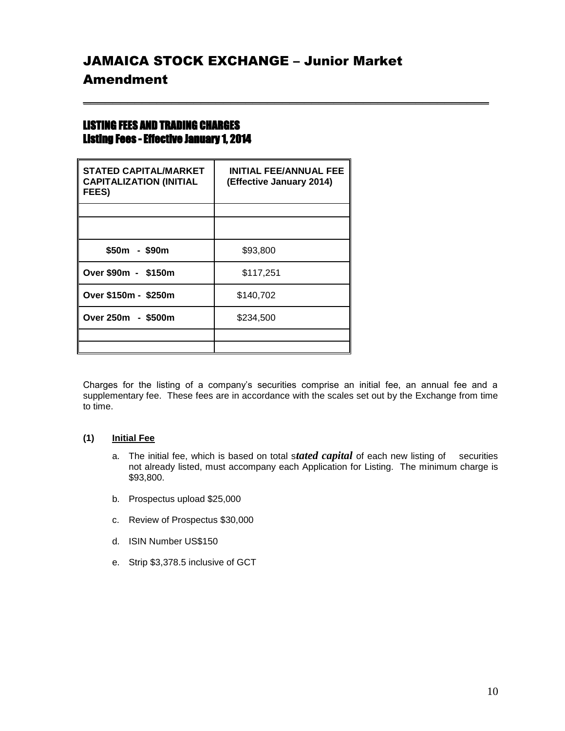# JAMAICA STOCK EXCHANGE – Junior Market Amendment

## LISTING FEES AND TRADING CHARGES
### Listing Fees - Effective January 1, 2014

| STATED CAPITAL/MARKET CAPITALIZATION (INITIAL FEES) | INITIAL FEE/ANNUAL FEE (Effective January 2014) |
|---|---|
| | |
| | |
| **$50m - $90m** | $93,800 |
| **Over $90m - $150m** | $117,251 |
| **Over $150m - $250m** | $140,702 |
| **Over 250m - $500m** | $234,500 |
| | |
| | |

Charges for the listing of a company's securities comprise an initial fee, an annual fee and a supplementary fee. These fees are in accordance with the scales set out by the Exchange from time to time.

**(1) Initial Fee**

a. The initial fee, which is based on total s***tated capital*** of each new listing of securities not already listed, must accompany each Application for Listing. The minimum charge is $93,800.

b. Prospectus upload $25,000

c. Review of Prospectus $30,000

d. ISIN Number US$150

e. Strip $3,378.5 inclusive of GCT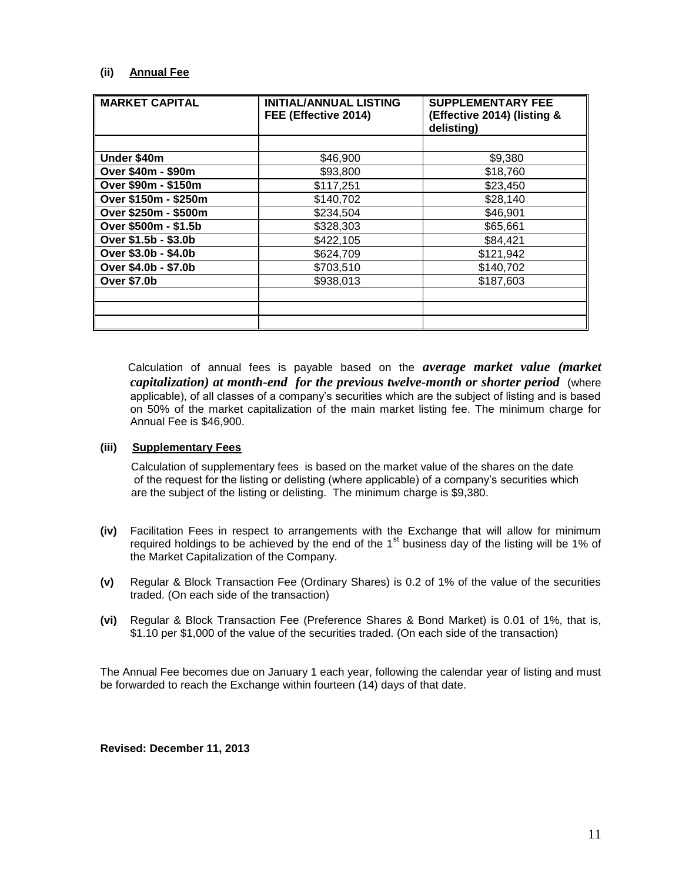**(ii) Annual Fee**

| MARKET CAPITAL | INITIAL/ANNUAL LISTING FEE (Effective 2014) | SUPPLEMENTARY FEE (Effective 2014) (listing & delisting) |
|---|---|---|
| | | |
| **Under $40m** | $46,900 | $9,380 |
| **Over $40m - $90m** | $93,800 | $18,760 |
| **Over $90m - $150m** | $117,251 | $23,450 |
| **Over $150m - $250m** | $140,702 | $28,140 |
| **Over $250m - $500m** | $234,504 | $46,901 |
| **Over $500m - $1.5b** | $328,303 | $65,661 |
| **Over $1.5b - $3.0b** | $422,105 | $84,421 |
| **Over $3.0b - $4.0b** | $624,709 | $121,942 |
| **Over $4.0b - $7.0b** | $703,510 | $140,702 |
| **Over $7.0b** | $938,013 | $187,603 |
| | | |
| | | |
| | | |

Calculation of annual fees is payable based on the ***average market value (market capitalization) at month-end for the previous twelve-month or shorter period*** (where applicable), of all classes of a company's securities which are the subject of listing and is based on 50% of the market capitalization of the main market listing fee. The minimum charge for Annual Fee is $46,900.

**(iii) Supplementary Fees**

Calculation of supplementary fees is based on the market value of the shares on the date of the request for the listing or delisting (where applicable) of a company's securities which are the subject of the listing or delisting. The minimum charge is $9,380.

**(iv)** Facilitation Fees in respect to arrangements with the Exchange that will allow for minimum required holdings to be achieved by the end of the 1st business day of the listing will be 1% of the Market Capitalization of the Company.

**(v)** Regular & Block Transaction Fee (Ordinary Shares) is 0.2 of 1% of the value of the securities traded. (On each side of the transaction)

**(vi)** Regular & Block Transaction Fee (Preference Shares & Bond Market) is 0.01 of 1%, that is, $1.10 per $1,000 of the value of the securities traded. (On each side of the transaction)

The Annual Fee becomes due on January 1 each year, following the calendar year of listing and must be forwarded to reach the Exchange within fourteen (14) days of that date.

**Revised: December 11, 2013**